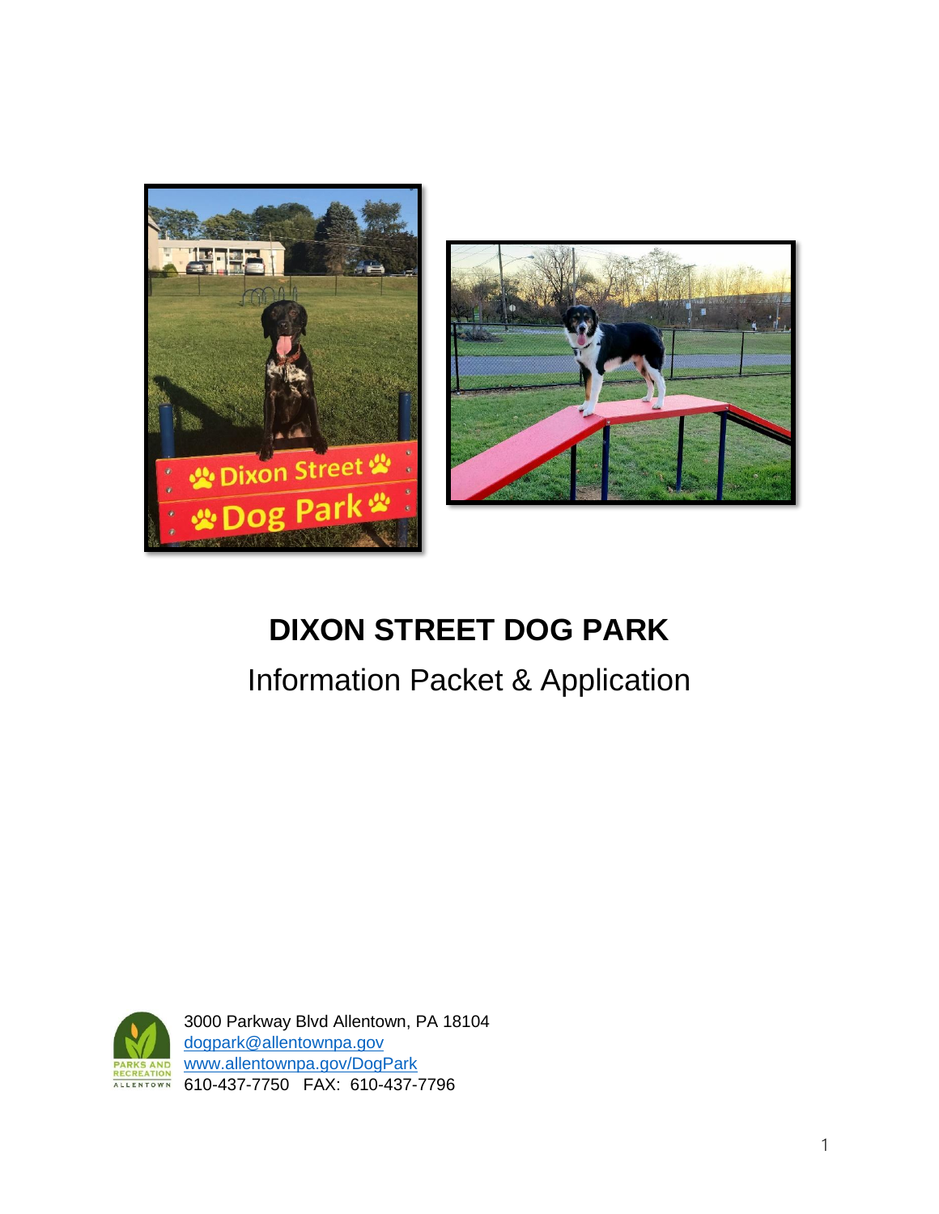# DIXON STREET DOG PARK

## Information Packet & Application

3000 Parkway Blvd Allentown, PA 18104
dogpark@allentownpa.gov
www.allentownpa.gov/DogPark
610-437-7750 FAX: 610-437-7796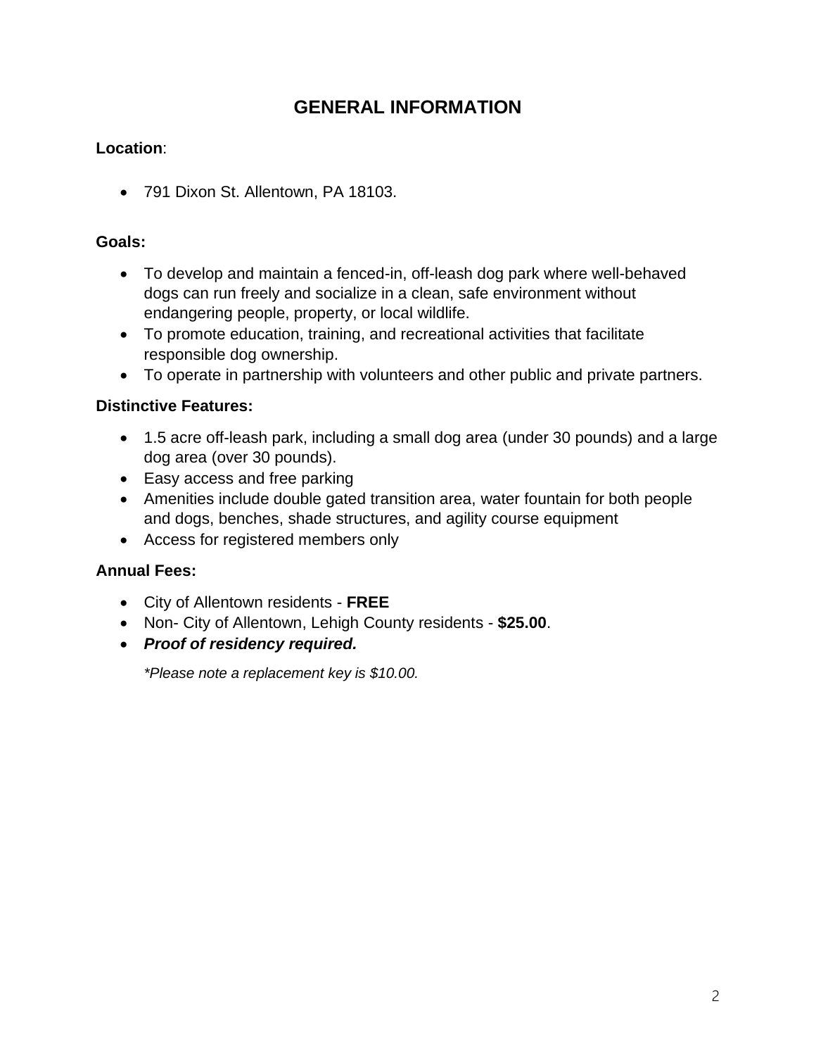# GENERAL INFORMATION

**Location**:

- 791 Dixon St. Allentown, PA 18103.

**Goals:**

- To develop and maintain a fenced-in, off-leash dog park where well-behaved dogs can run freely and socialize in a clean, safe environment without endangering people, property, or local wildlife.
- To promote education, training, and recreational activities that facilitate responsible dog ownership.
- To operate in partnership with volunteers and other public and private partners.

**Distinctive Features:**

- 1.5 acre off-leash park, including a small dog area (under 30 pounds) and a large dog area (over 30 pounds).
- Easy access and free parking
- Amenities include double gated transition area, water fountain for both people and dogs, benches, shade structures, and agility course equipment
- Access for registered members only

**Annual Fees:**

- City of Allentown residents - **FREE**
- Non- City of Allentown, Lehigh County residents - **$25.00**.
- ***Proof of residency required.***

  *\*Please note a replacement key is $10.00.*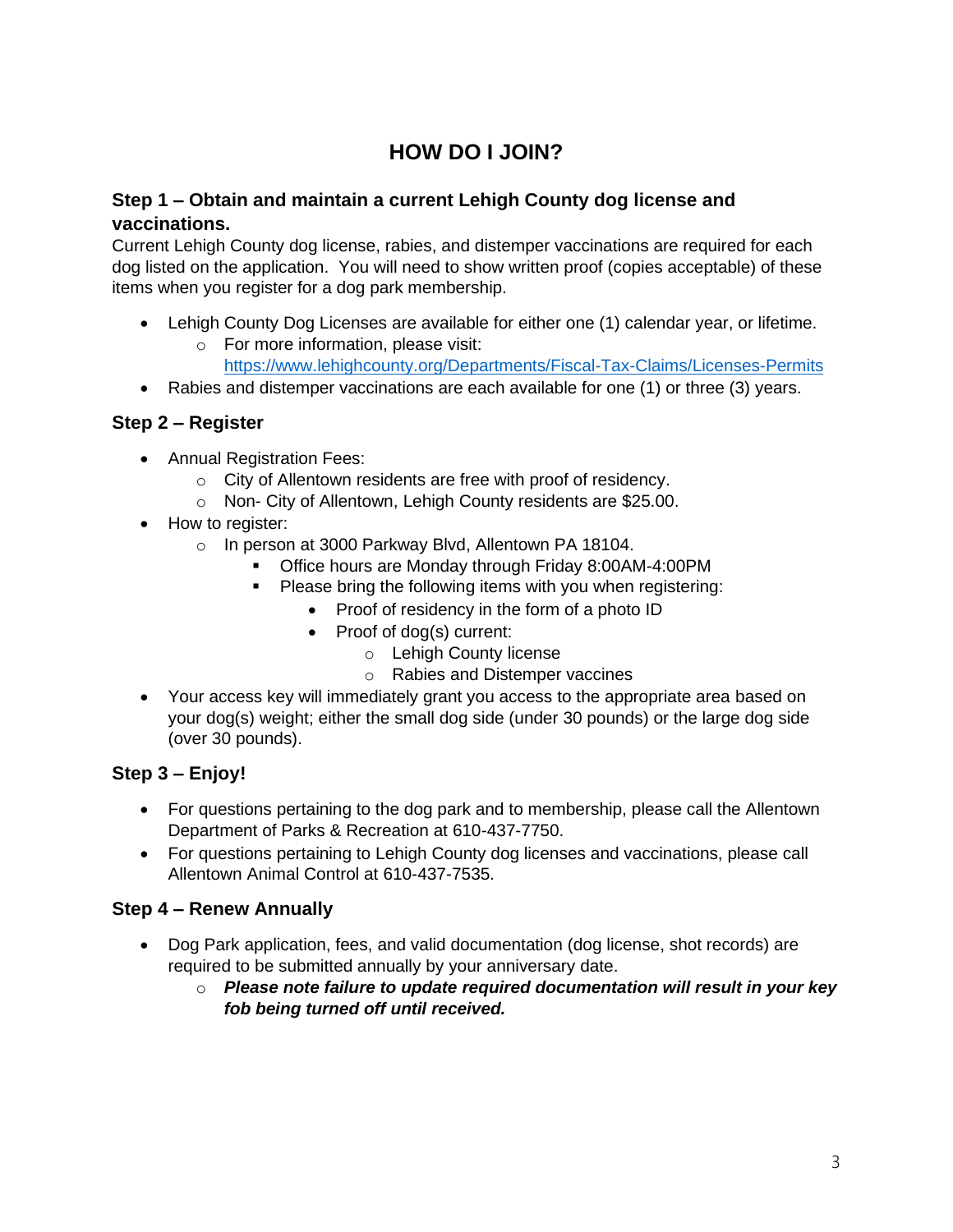# HOW DO I JOIN?

### Step 1 – Obtain and maintain a current Lehigh County dog license and vaccinations.

Current Lehigh County dog license, rabies, and distemper vaccinations are required for each dog listed on the application. You will need to show written proof (copies acceptable) of these items when you register for a dog park membership.

- Lehigh County Dog Licenses are available for either one (1) calendar year, or lifetime.
  - For more information, please visit: https://www.lehighcounty.org/Departments/Fiscal-Tax-Claims/Licenses-Permits
- Rabies and distemper vaccinations are each available for one (1) or three (3) years.

### Step 2 – Register

- Annual Registration Fees:
  - City of Allentown residents are free with proof of residency.
  - Non- City of Allentown, Lehigh County residents are $25.00.
- How to register:
  - In person at 3000 Parkway Blvd, Allentown PA 18104.
    - Office hours are Monday through Friday 8:00AM-4:00PM
    - Please bring the following items with you when registering:
      - Proof of residency in the form of a photo ID
      - Proof of dog(s) current:
        - Lehigh County license
        - Rabies and Distemper vaccines
- Your access key will immediately grant you access to the appropriate area based on your dog(s) weight; either the small dog side (under 30 pounds) or the large dog side (over 30 pounds).

### Step 3 – Enjoy!

- For questions pertaining to the dog park and to membership, please call the Allentown Department of Parks & Recreation at 610-437-7750.
- For questions pertaining to Lehigh County dog licenses and vaccinations, please call Allentown Animal Control at 610-437-7535.

### Step 4 – Renew Annually

- Dog Park application, fees, and valid documentation (dog license, shot records) are required to be submitted annually by your anniversary date.
  - ***Please note failure to update required documentation will result in your key fob being turned off until received.***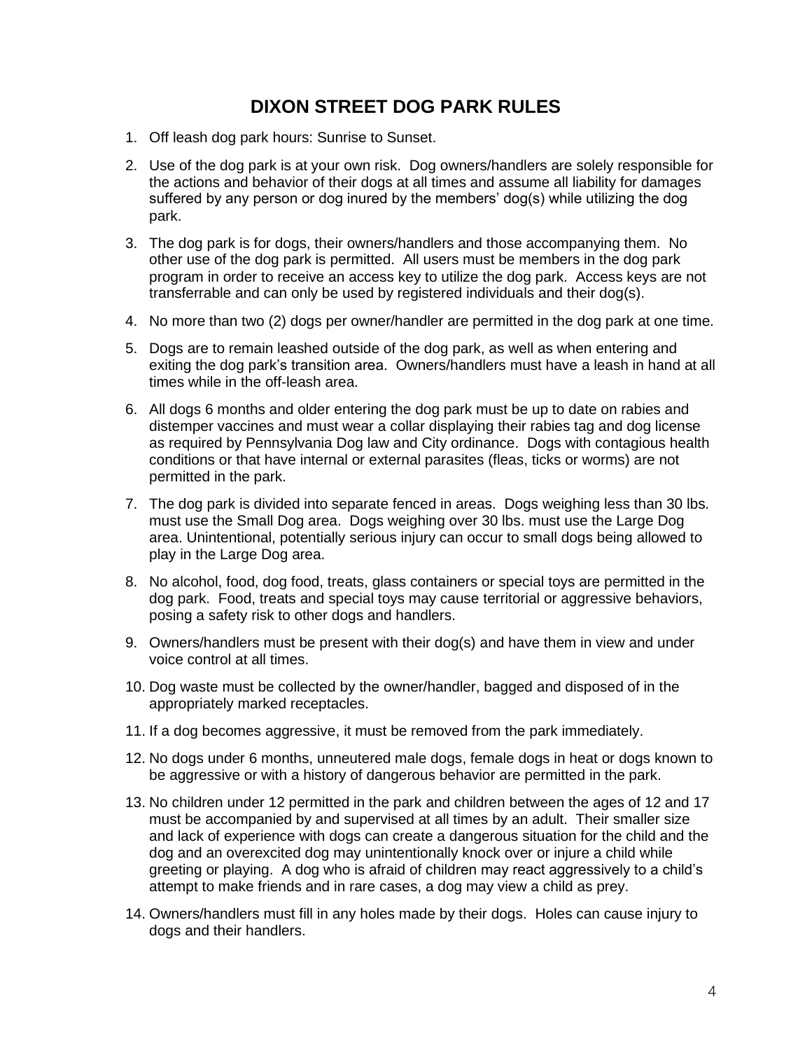# DIXON STREET DOG PARK RULES

1. Off leash dog park hours: Sunrise to Sunset.
2. Use of the dog park is at your own risk. Dog owners/handlers are solely responsible for the actions and behavior of their dogs at all times and assume all liability for damages suffered by any person or dog inured by the members' dog(s) while utilizing the dog park.
3. The dog park is for dogs, their owners/handlers and those accompanying them. No other use of the dog park is permitted. All users must be members in the dog park program in order to receive an access key to utilize the dog park. Access keys are not transferrable and can only be used by registered individuals and their dog(s).
4. No more than two (2) dogs per owner/handler are permitted in the dog park at one time.
5. Dogs are to remain leashed outside of the dog park, as well as when entering and exiting the dog park's transition area. Owners/handlers must have a leash in hand at all times while in the off-leash area.
6. All dogs 6 months and older entering the dog park must be up to date on rabies and distemper vaccines and must wear a collar displaying their rabies tag and dog license as required by Pennsylvania Dog law and City ordinance. Dogs with contagious health conditions or that have internal or external parasites (fleas, ticks or worms) are not permitted in the park.
7. The dog park is divided into separate fenced in areas. Dogs weighing less than 30 lbs. must use the Small Dog area. Dogs weighing over 30 lbs. must use the Large Dog area. Unintentional, potentially serious injury can occur to small dogs being allowed to play in the Large Dog area.
8. No alcohol, food, dog food, treats, glass containers or special toys are permitted in the dog park. Food, treats and special toys may cause territorial or aggressive behaviors, posing a safety risk to other dogs and handlers.
9. Owners/handlers must be present with their dog(s) and have them in view and under voice control at all times.
10. Dog waste must be collected by the owner/handler, bagged and disposed of in the appropriately marked receptacles.
11. If a dog becomes aggressive, it must be removed from the park immediately.
12. No dogs under 6 months, unneutered male dogs, female dogs in heat or dogs known to be aggressive or with a history of dangerous behavior are permitted in the park.
13. No children under 12 permitted in the park and children between the ages of 12 and 17 must be accompanied by and supervised at all times by an adult. Their smaller size and lack of experience with dogs can create a dangerous situation for the child and the dog and an overexcited dog may unintentionally knock over or injure a child while greeting or playing. A dog who is afraid of children may react aggressively to a child's attempt to make friends and in rare cases, a dog may view a child as prey.
14. Owners/handlers must fill in any holes made by their dogs. Holes can cause injury to dogs and their handlers.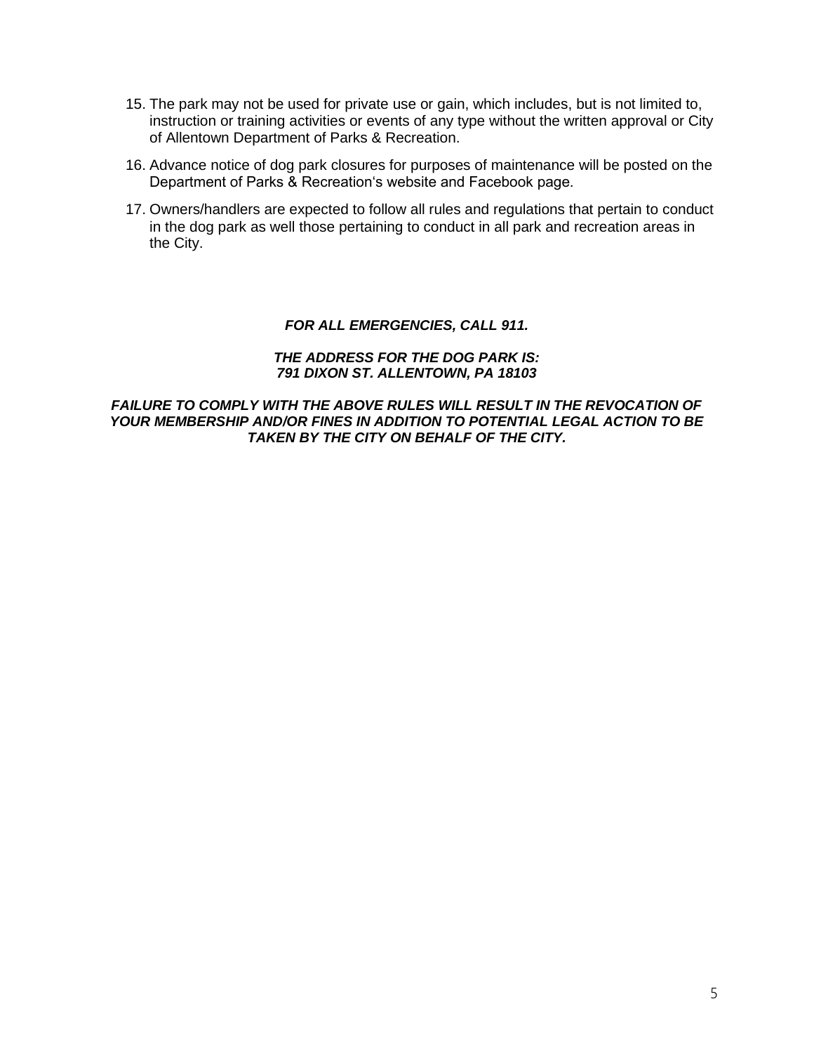15. The park may not be used for private use or gain, which includes, but is not limited to, instruction or training activities or events of any type without the written approval or City of Allentown Department of Parks & Recreation.

16. Advance notice of dog park closures for purposes of maintenance will be posted on the Department of Parks & Recreation's website and Facebook page.

17. Owners/handlers are expected to follow all rules and regulations that pertain to conduct in the dog park as well those pertaining to conduct in all park and recreation areas in the City.

***FOR ALL EMERGENCIES, CALL 911.***

***THE ADDRESS FOR THE DOG PARK IS:***
***791 DIXON ST. ALLENTOWN, PA 18103***

***FAILURE TO COMPLY WITH THE ABOVE RULES WILL RESULT IN THE REVOCATION OF YOUR MEMBERSHIP AND/OR FINES IN ADDITION TO POTENTIAL LEGAL ACTION TO BE TAKEN BY THE CITY ON BEHALF OF THE CITY.***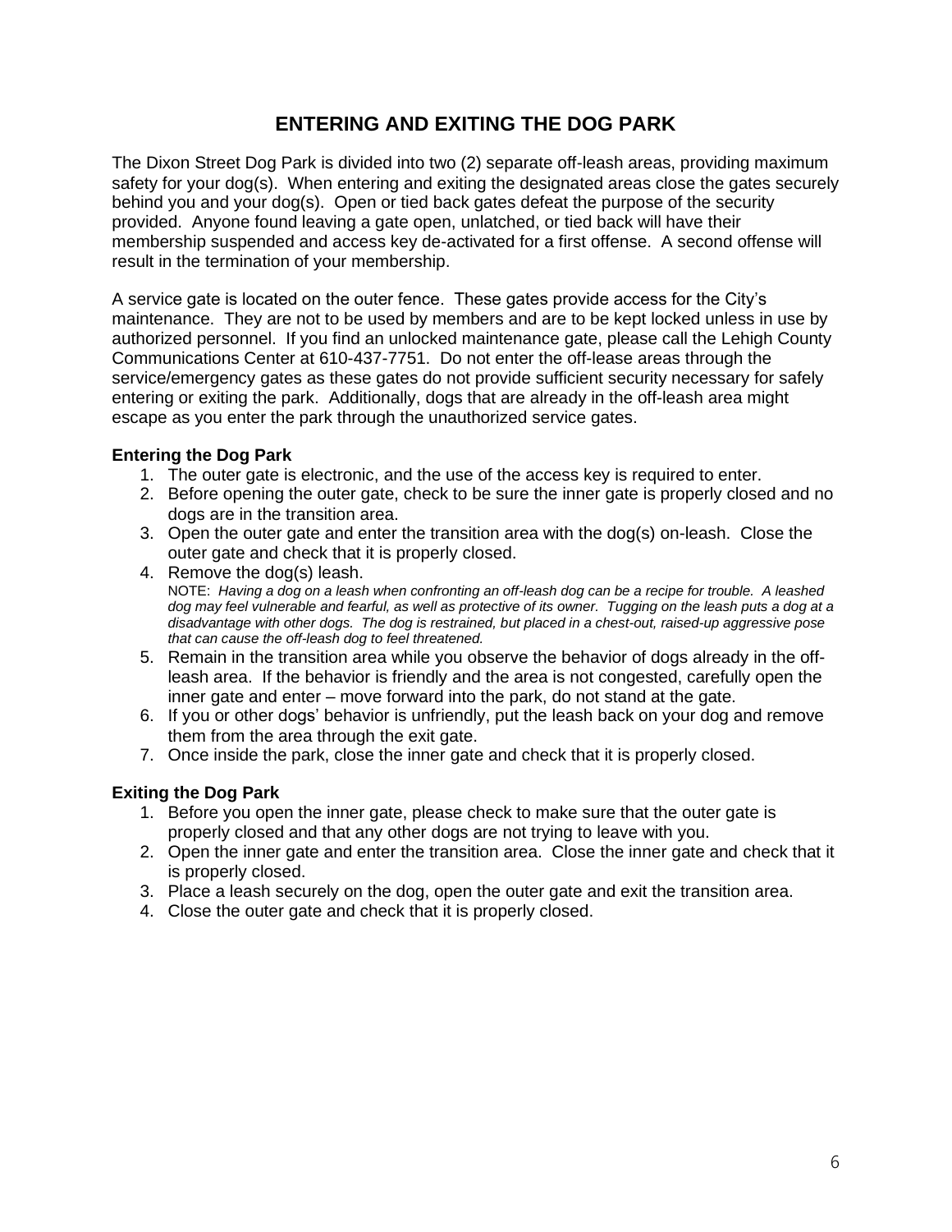# ENTERING AND EXITING THE DOG PARK

The Dixon Street Dog Park is divided into two (2) separate off-leash areas, providing maximum safety for your dog(s). When entering and exiting the designated areas close the gates securely behind you and your dog(s). Open or tied back gates defeat the purpose of the security provided. Anyone found leaving a gate open, unlatched, or tied back will have their membership suspended and access key de-activated for a first offense. A second offense will result in the termination of your membership.

A service gate is located on the outer fence. These gates provide access for the City's maintenance. They are not to be used by members and are to be kept locked unless in use by authorized personnel. If you find an unlocked maintenance gate, please call the Lehigh County Communications Center at 610-437-7751. Do not enter the off-lease areas through the service/emergency gates as these gates do not provide sufficient security necessary for safely entering or exiting the park. Additionally, dogs that are already in the off-leash area might escape as you enter the park through the unauthorized service gates.

**Entering the Dog Park**

1. The outer gate is electronic, and the use of the access key is required to enter.
2. Before opening the outer gate, check to be sure the inner gate is properly closed and no dogs are in the transition area.
3. Open the outer gate and enter the transition area with the dog(s) on-leash. Close the outer gate and check that it is properly closed.
4. Remove the dog(s) leash.
   NOTE: *Having a dog on a leash when confronting an off-leash dog can be a recipe for trouble. A leashed dog may feel vulnerable and fearful, as well as protective of its owner. Tugging on the leash puts a dog at a disadvantage with other dogs. The dog is restrained, but placed in a chest-out, raised-up aggressive pose that can cause the off-leash dog to feel threatened.*
5. Remain in the transition area while you observe the behavior of dogs already in the off-leash area. If the behavior is friendly and the area is not congested, carefully open the inner gate and enter – move forward into the park, do not stand at the gate.
6. If you or other dogs' behavior is unfriendly, put the leash back on your dog and remove them from the area through the exit gate.
7. Once inside the park, close the inner gate and check that it is properly closed.

**Exiting the Dog Park**

1. Before you open the inner gate, please check to make sure that the outer gate is properly closed and that any other dogs are not trying to leave with you.
2. Open the inner gate and enter the transition area. Close the inner gate and check that it is properly closed.
3. Place a leash securely on the dog, open the outer gate and exit the transition area.
4. Close the outer gate and check that it is properly closed.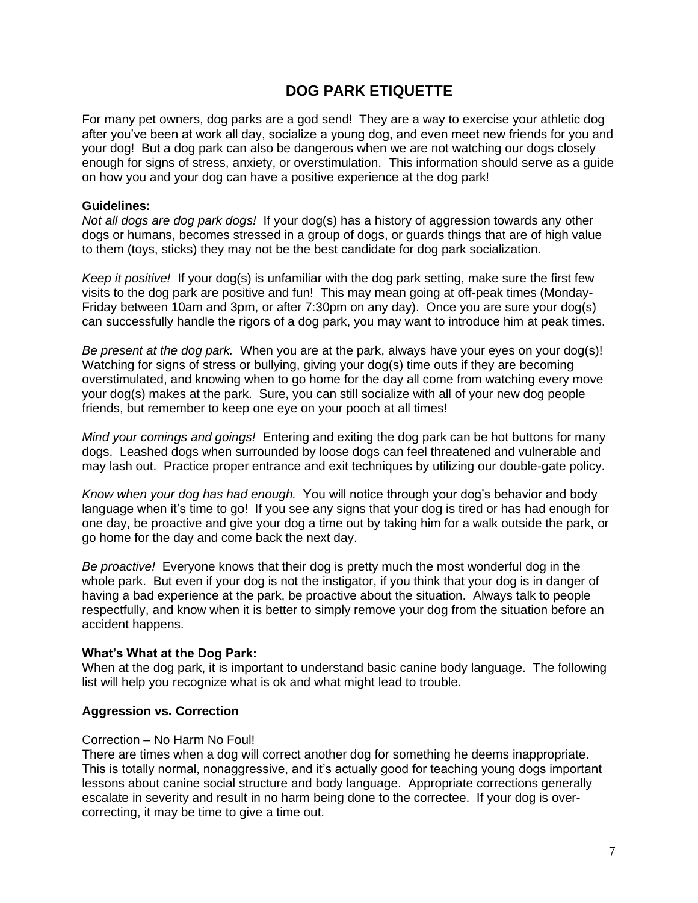# DOG PARK ETIQUETTE

For many pet owners, dog parks are a god send! They are a way to exercise your athletic dog after you've been at work all day, socialize a young dog, and even meet new friends for you and your dog! But a dog park can also be dangerous when we are not watching our dogs closely enough for signs of stress, anxiety, or overstimulation. This information should serve as a guide on how you and your dog can have a positive experience at the dog park!

**Guidelines:**

*Not all dogs are dog park dogs!* If your dog(s) has a history of aggression towards any other dogs or humans, becomes stressed in a group of dogs, or guards things that are of high value to them (toys, sticks) they may not be the best candidate for dog park socialization.

*Keep it positive!* If your dog(s) is unfamiliar with the dog park setting, make sure the first few visits to the dog park are positive and fun! This may mean going at off-peak times (Monday-Friday between 10am and 3pm, or after 7:30pm on any day). Once you are sure your dog(s) can successfully handle the rigors of a dog park, you may want to introduce him at peak times.

*Be present at the dog park.* When you are at the park, always have your eyes on your dog(s)! Watching for signs of stress or bullying, giving your dog(s) time outs if they are becoming overstimulated, and knowing when to go home for the day all come from watching every move your dog(s) makes at the park. Sure, you can still socialize with all of your new dog people friends, but remember to keep one eye on your pooch at all times!

*Mind your comings and goings!* Entering and exiting the dog park can be hot buttons for many dogs. Leashed dogs when surrounded by loose dogs can feel threatened and vulnerable and may lash out. Practice proper entrance and exit techniques by utilizing our double-gate policy.

*Know when your dog has had enough.* You will notice through your dog's behavior and body language when it's time to go! If you see any signs that your dog is tired or has had enough for one day, be proactive and give your dog a time out by taking him for a walk outside the park, or go home for the day and come back the next day.

*Be proactive!* Everyone knows that their dog is pretty much the most wonderful dog in the whole park. But even if your dog is not the instigator, if you think that your dog is in danger of having a bad experience at the park, be proactive about the situation. Always talk to people respectfully, and know when it is better to simply remove your dog from the situation before an accident happens.

**What's What at the Dog Park:**

When at the dog park, it is important to understand basic canine body language. The following list will help you recognize what is ok and what might lead to trouble.

**Aggression vs. Correction**

<u>Correction – No Harm No Foul!</u>

There are times when a dog will correct another dog for something he deems inappropriate. This is totally normal, nonaggressive, and it's actually good for teaching young dogs important lessons about canine social structure and body language. Appropriate corrections generally escalate in severity and result in no harm being done to the correctee. If your dog is over-correcting, it may be time to give a time out.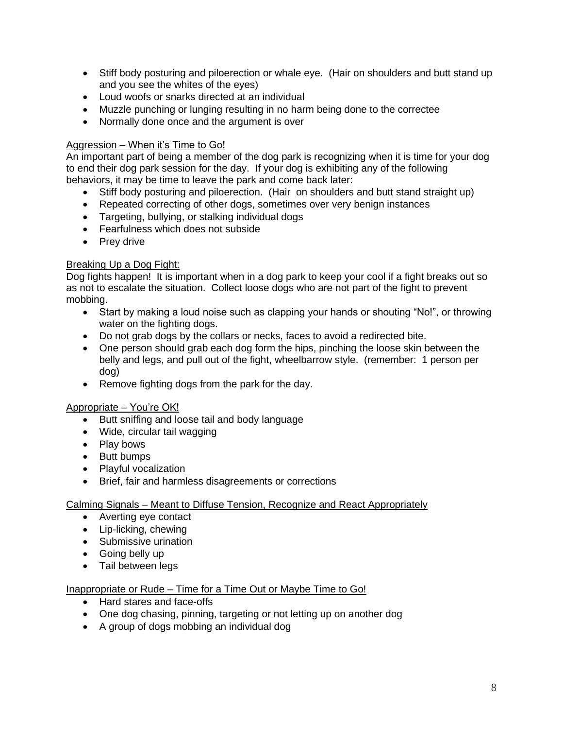- Stiff body posturing and piloerection or whale eye. (Hair on shoulders and butt stand up and you see the whites of the eyes)
- Loud woofs or snarks directed at an individual
- Muzzle punching or lunging resulting in no harm being done to the correctee
- Normally done once and the argument is over

<u>Aggression – When it's Time to Go!</u>

An important part of being a member of the dog park is recognizing when it is time for your dog to end their dog park session for the day. If your dog is exhibiting any of the following behaviors, it may be time to leave the park and come back later:

- Stiff body posturing and piloerection. (Hair on shoulders and butt stand straight up)
- Repeated correcting of other dogs, sometimes over very benign instances
- Targeting, bullying, or stalking individual dogs
- Fearfulness which does not subside
- Prey drive

<u>Breaking Up a Dog Fight:</u>

Dog fights happen! It is important when in a dog park to keep your cool if a fight breaks out so as not to escalate the situation. Collect loose dogs who are not part of the fight to prevent mobbing.

- Start by making a loud noise such as clapping your hands or shouting "No!", or throwing water on the fighting dogs.
- Do not grab dogs by the collars or necks, faces to avoid a redirected bite.
- One person should grab each dog form the hips, pinching the loose skin between the belly and legs, and pull out of the fight, wheelbarrow style. (remember: 1 person per dog)
- Remove fighting dogs from the park for the day.

<u>Appropriate – You're OK!</u>

- Butt sniffing and loose tail and body language
- Wide, circular tail wagging
- Play bows
- Butt bumps
- Playful vocalization
- Brief, fair and harmless disagreements or corrections

<u>Calming Signals – Meant to Diffuse Tension, Recognize and React Appropriately</u>

- Averting eye contact
- Lip-licking, chewing
- Submissive urination
- Going belly up
- Tail between legs

<u>Inappropriate or Rude – Time for a Time Out or Maybe Time to Go!</u>

- Hard stares and face-offs
- One dog chasing, pinning, targeting or not letting up on another dog
- A group of dogs mobbing an individual dog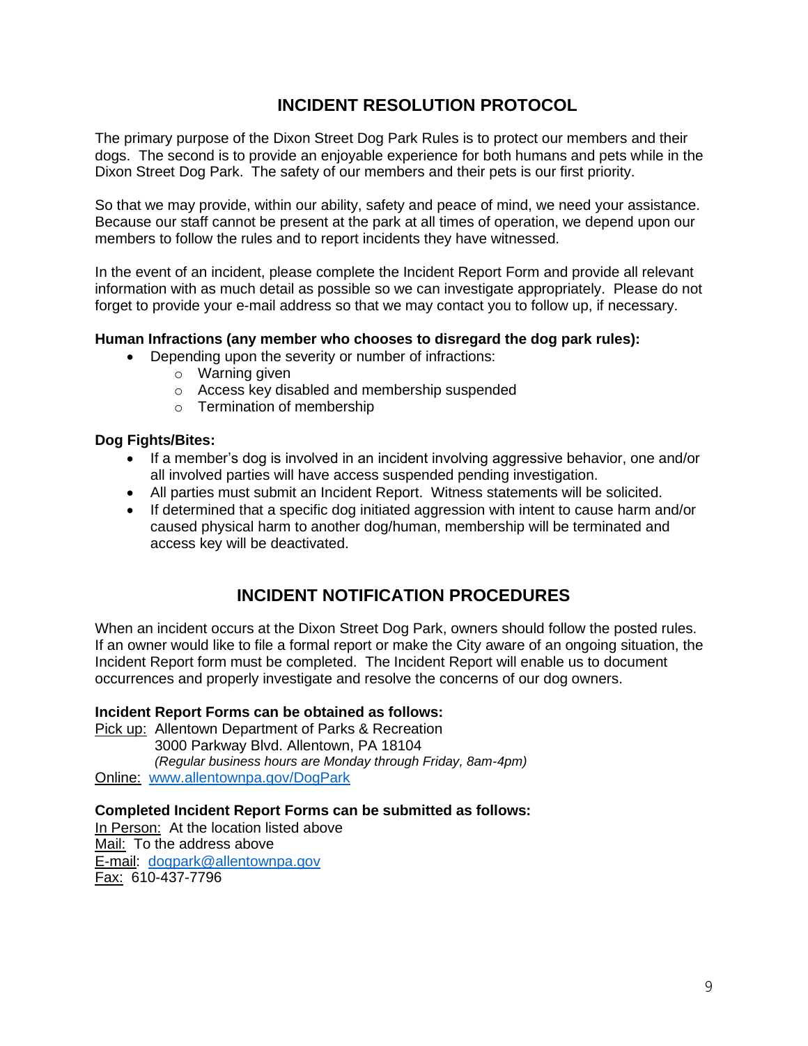## INCIDENT RESOLUTION PROTOCOL

The primary purpose of the Dixon Street Dog Park Rules is to protect our members and their dogs. The second is to provide an enjoyable experience for both humans and pets while in the Dixon Street Dog Park. The safety of our members and their pets is our first priority.

So that we may provide, within our ability, safety and peace of mind, we need your assistance. Because our staff cannot be present at the park at all times of operation, we depend upon our members to follow the rules and to report incidents they have witnessed.

In the event of an incident, please complete the Incident Report Form and provide all relevant information with as much detail as possible so we can investigate appropriately. Please do not forget to provide your e-mail address so that we may contact you to follow up, if necessary.

**Human Infractions (any member who chooses to disregard the dog park rules):**

- Depending upon the severity or number of infractions:
  - Warning given
  - Access key disabled and membership suspended
  - Termination of membership

**Dog Fights/Bites:**

- If a member's dog is involved in an incident involving aggressive behavior, one and/or all involved parties will have access suspended pending investigation.
- All parties must submit an Incident Report. Witness statements will be solicited.
- If determined that a specific dog initiated aggression with intent to cause harm and/or caused physical harm to another dog/human, membership will be terminated and access key will be deactivated.

## INCIDENT NOTIFICATION PROCEDURES

When an incident occurs at the Dixon Street Dog Park, owners should follow the posted rules. If an owner would like to file a formal report or make the City aware of an ongoing situation, the Incident Report form must be completed. The Incident Report will enable us to document occurrences and properly investigate and resolve the concerns of our dog owners.

**Incident Report Forms can be obtained as follows:**

Pick up: Allentown Department of Parks & Recreation
3000 Parkway Blvd. Allentown, PA 18104
*(Regular business hours are Monday through Friday, 8am-4pm)*

Online: www.allentownpa.gov/DogPark

**Completed Incident Report Forms can be submitted as follows:**

In Person: At the location listed above
Mail: To the address above
E-mail: dogpark@allentownpa.gov
Fax: 610-437-7796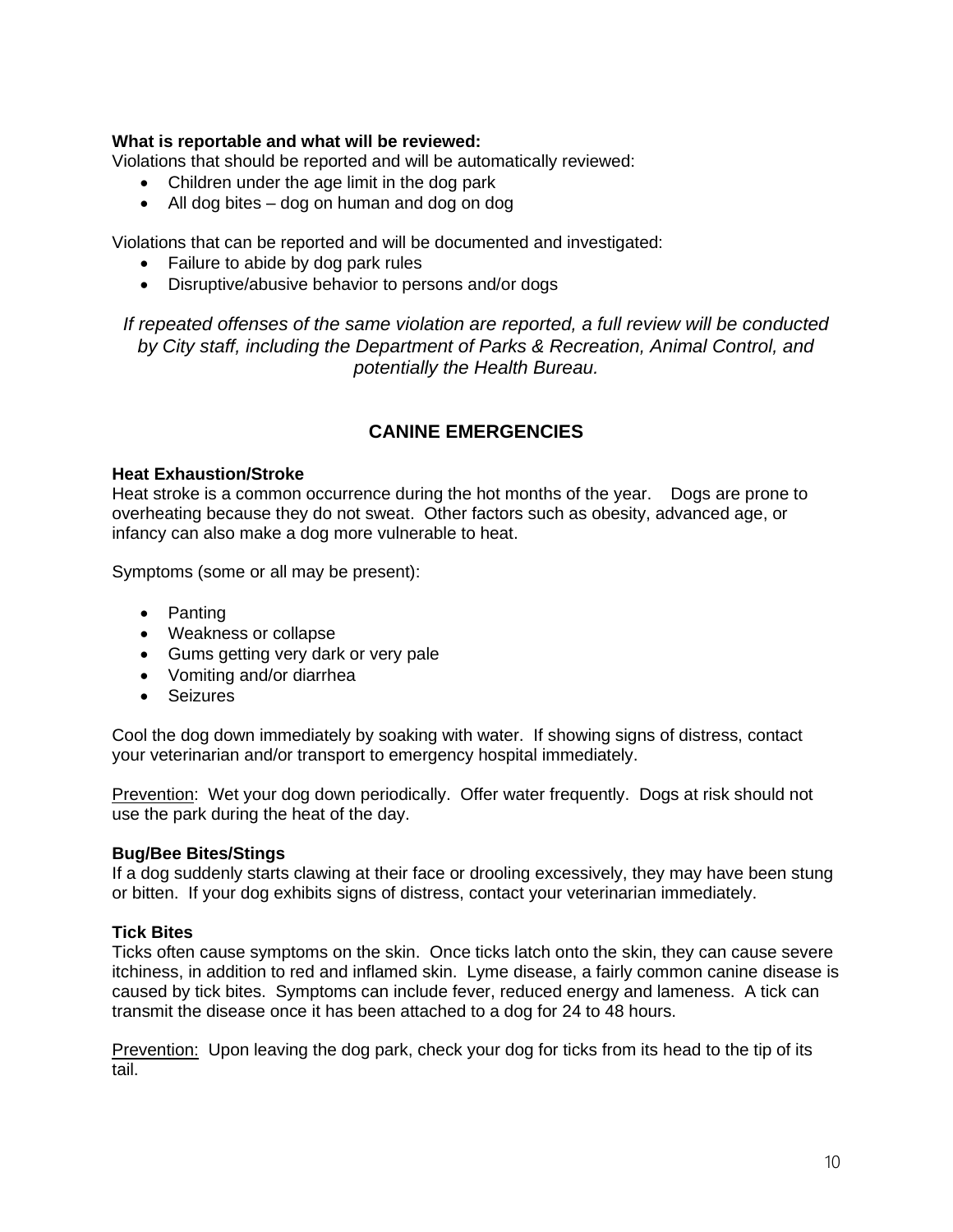**What is reportable and what will be reviewed:**

Violations that should be reported and will be automatically reviewed:

- Children under the age limit in the dog park
- All dog bites – dog on human and dog on dog

Violations that can be reported and will be documented and investigated:

- Failure to abide by dog park rules
- Disruptive/abusive behavior to persons and/or dogs

*If repeated offenses of the same violation are reported, a full review will be conducted by City staff, including the Department of Parks & Recreation, Animal Control, and potentially the Health Bureau.*

## CANINE EMERGENCIES

**Heat Exhaustion/Stroke**

Heat stroke is a common occurrence during the hot months of the year. Dogs are prone to overheating because they do not sweat. Other factors such as obesity, advanced age, or infancy can also make a dog more vulnerable to heat.

Symptoms (some or all may be present):

- Panting
- Weakness or collapse
- Gums getting very dark or very pale
- Vomiting and/or diarrhea
- Seizures

Cool the dog down immediately by soaking with water. If showing signs of distress, contact your veterinarian and/or transport to emergency hospital immediately.

<u>Prevention</u>: Wet your dog down periodically. Offer water frequently. Dogs at risk should not use the park during the heat of the day.

**Bug/Bee Bites/Stings**

If a dog suddenly starts clawing at their face or drooling excessively, they may have been stung or bitten. If your dog exhibits signs of distress, contact your veterinarian immediately.

**Tick Bites**

Ticks often cause symptoms on the skin. Once ticks latch onto the skin, they can cause severe itchiness, in addition to red and inflamed skin. Lyme disease, a fairly common canine disease is caused by tick bites. Symptoms can include fever, reduced energy and lameness. A tick can transmit the disease once it has been attached to a dog for 24 to 48 hours.

<u>Prevention:</u> Upon leaving the dog park, check your dog for ticks from its head to the tip of its tail.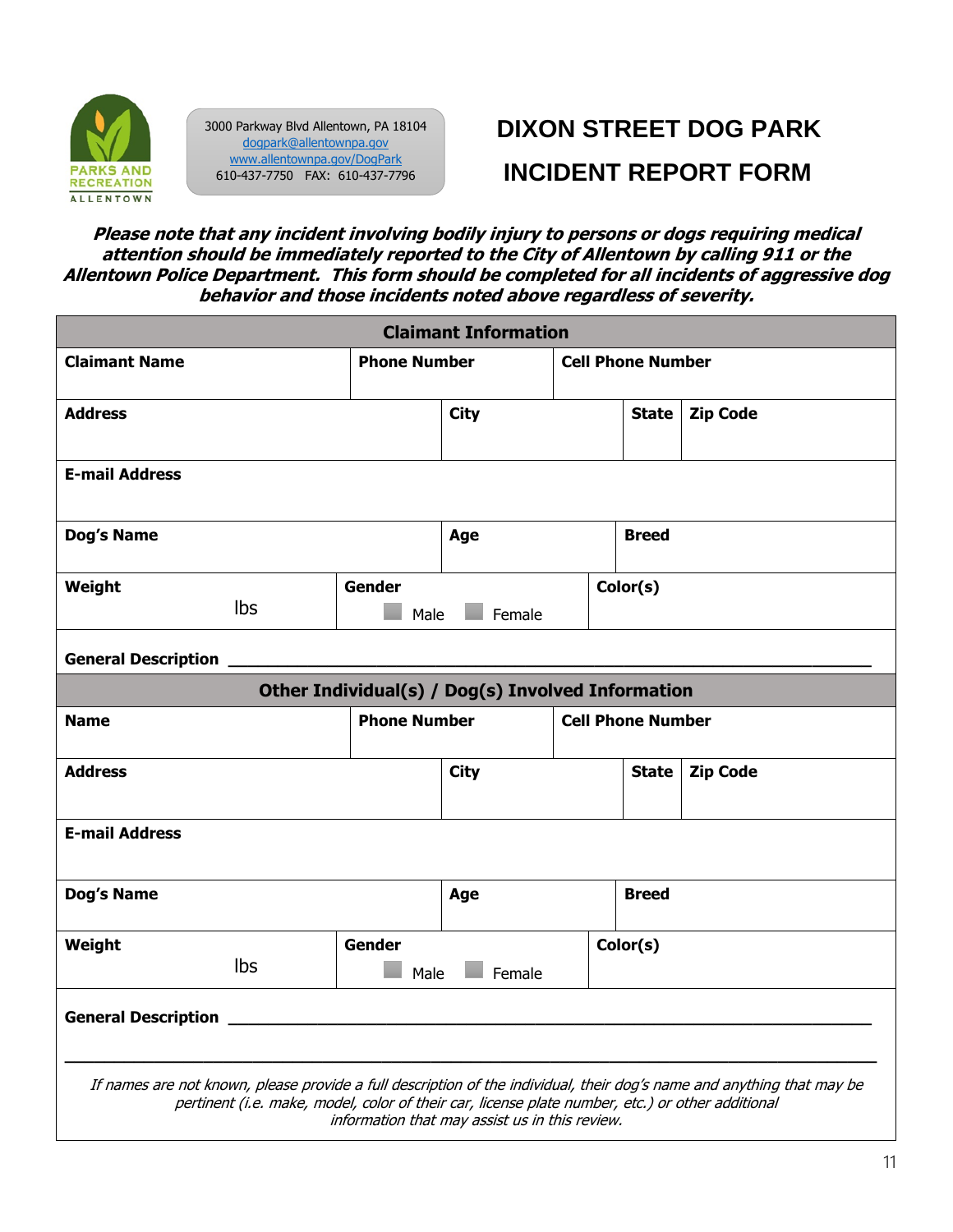PARKS AND RECREATION ALLENTOWN

3000 Parkway Blvd Allentown, PA 18104
dogpark@allentownpa.gov
www.allentownpa.gov/DogPark
610-437-7750 FAX: 610-437-7796

# DIXON STREET DOG PARK

# INCIDENT REPORT FORM

***Please note that any incident involving bodily injury to persons or dogs requiring medical attention should be immediately reported to the City of Allentown by calling 911 or the Allentown Police Department. This form should be completed for all incidents of aggressive dog behavior and those incidents noted above regardless of severity.***

| **Claimant Information** | | | | |
|---|---|---|---|---|
| **Claimant Name** | **Phone Number** | **Cell Phone Number** | | |
| **Address** | **City** | | **State** | **Zip Code** |
| **E-mail Address** | | | | |
| **Dog's Name** | **Age** | **Breed** | | |
| **Weight** lbs | **Gender** ☐ Male ☐ Female | **Color(s)** | | |
| **General Description** ______________________________ | | | | |

| **Other Individual(s) / Dog(s) Involved Information** | | | | |
|---|---|---|---|---|
| **Name** | **Phone Number** | **Cell Phone Number** | | |
| **Address** | **City** | | **State** | **Zip Code** |
| **E-mail Address** | | | | |
| **Dog's Name** | **Age** | **Breed** | | |
| **Weight** lbs | **Gender** ☐ Male ☐ Female | **Color(s)** | | |
| **General Description** ______________________________ | | | | |

*If names are not known, please provide a full description of the individual, their dog's name and anything that may be pertinent (i.e. make, model, color of their car, license plate number, etc.) or other additional information that may assist us in this review.*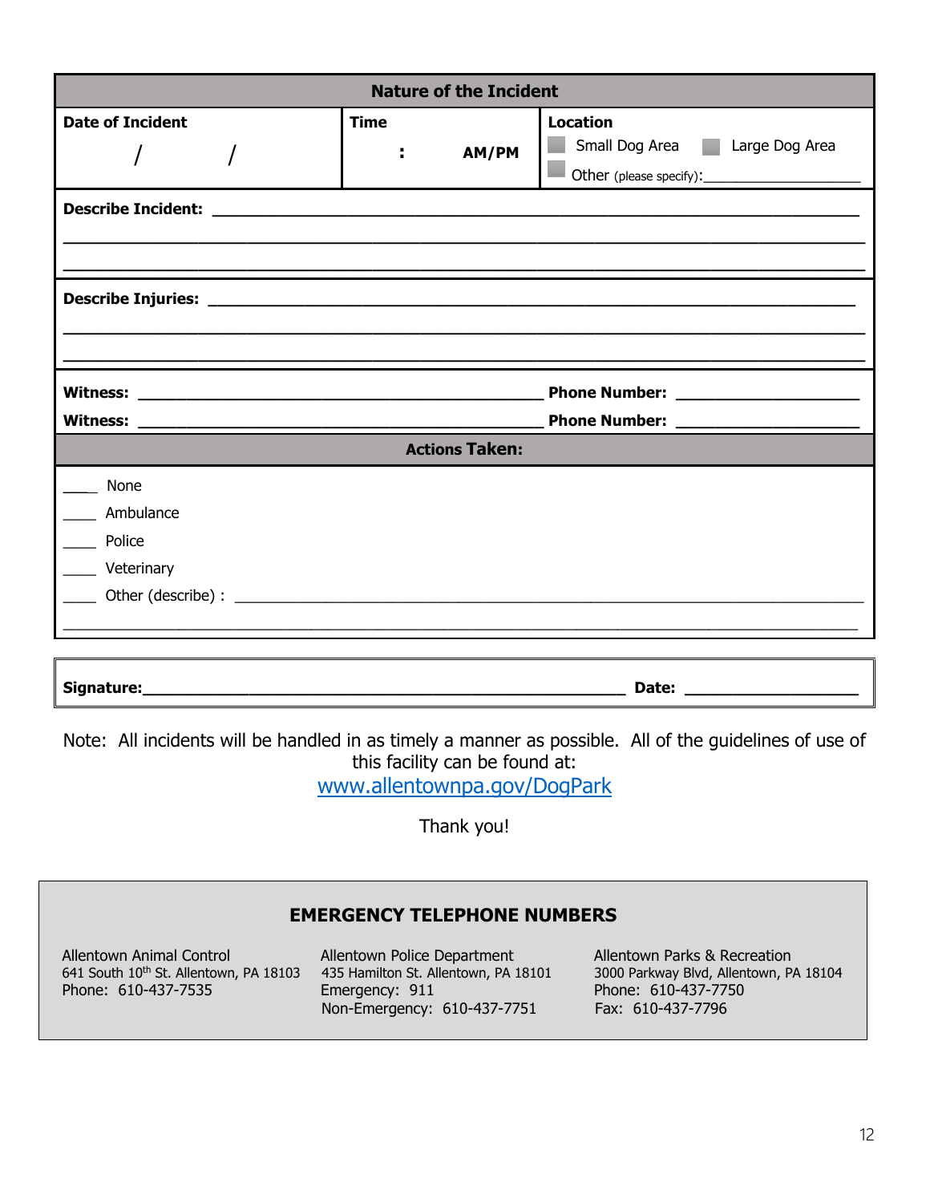| Nature of the Incident | | |
|---|---|---|
| **Date of Incident**<br>/ / | **Time**<br>: AM/PM | **Location**<br>☐ Small Dog Area ☐ Large Dog Area<br>☐ Other (please specify):____________________ |

**Describe Incident:** ______________________________________________________________________

______________________________________________________________________________

______________________________________________________________________________

**Describe Injuries:** ______________________________________________________________________

______________________________________________________________________________

______________________________________________________________________________

**Witness:** ______________________________________________ **Phone Number:** ____________________

**Witness:** ______________________________________________ **Phone Number:** ____________________

**Actions Taken:**

____ None

____ Ambulance

____ Police

____ Veterinary

____ Other (describe) : ________________________________________________________________________

______________________________________________________________________________

**Signature:**_______________________________________________________ **Date:** ____________________

Note: All incidents will be handled in as timely a manner as possible. All of the guidelines of use of this facility can be found at:

www.allentownpa.gov/DogPark

Thank you!

**EMERGENCY TELEPHONE NUMBERS**

Allentown Animal Control
641 South 10th St. Allentown, PA 18103
Phone: 610-437-7535

Allentown Police Department
435 Hamilton St. Allentown, PA 18101
Emergency: 911
Non-Emergency: 610-437-7751

Allentown Parks & Recreation
3000 Parkway Blvd, Allentown, PA 18104
Phone: 610-437-7750
Fax: 610-437-7796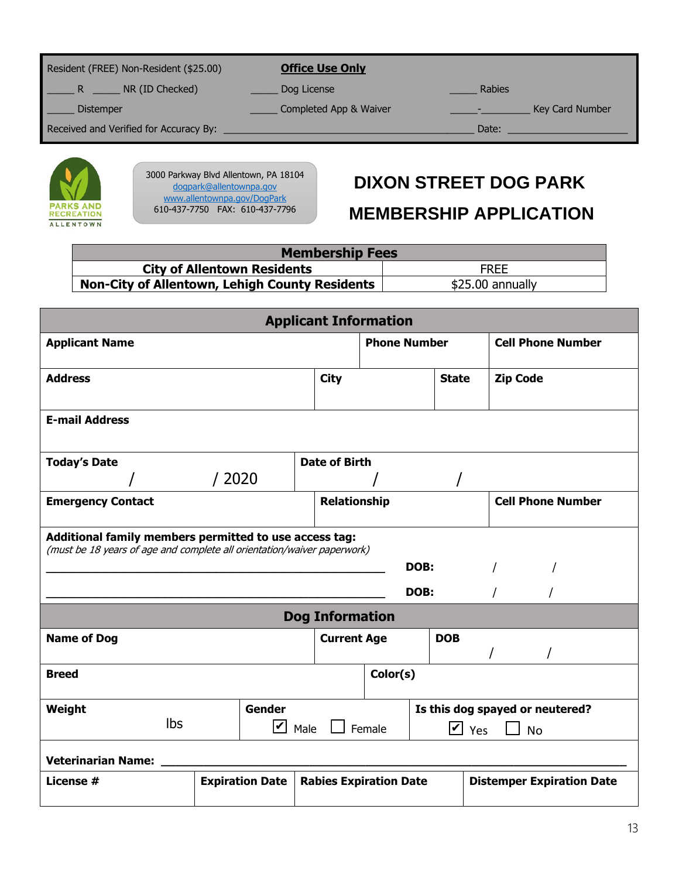| Resident (FREE) Non-Resident ($25.00) | **Office Use Only** | |
|---|---|---|
| _____ R _____ NR (ID Checked) | _____ Dog License | _____ Rabies |
| _____ Distemper | _____ Completed App & Waiver | _____-_________ Key Card Number |
| Received and Verified for Accuracy By: ______________________________ | | Date: _______________ |

PARKS AND RECREATION ALLENTOWN

3000 Parkway Blvd Allentown, PA 18104
dogpark@allentownpa.gov
www.allentownpa.gov/DogPark
610-437-7750 FAX: 610-437-7796

# DIXON STREET DOG PARK MEMBERSHIP APPLICATION

| **Membership Fees** | |
|---|---|
| **City of Allentown Residents** | FREE |
| **Non-City of Allentown, Lehigh County Residents** | $25.00 annually |

| **Applicant Information** | | | |
|---|---|---|---|
| **Applicant Name** | | **Phone Number** | **Cell Phone Number** |
| **Address** | **City** | **State** | **Zip Code** |
| **E-mail Address** | | | |
| **Today's Date** / / 2020 | **Date of Birth** / / | | |
| **Emergency Contact** | **Relationship** | | **Cell Phone Number** |

**Additional family members permitted to use access tag:**
*(must be 18 years of age and complete all orientation/waiver paperwork)*

______________________________________________ **DOB:** / /

______________________________________________ **DOB:** / /

| **Dog Information** | | | |
|---|---|---|---|
| **Name of Dog** | **Current Age** | **DOB** / / | |
| **Breed** | **Color(s)** | | |
| **Weight** lbs | **Gender** ☑ Male ☐ Female | **Is this dog spayed or neutered?** ☑ Yes ☐ No | |
| **Veterinarian Name:** ______________________________ | | | |
| **License #** | **Expiration Date** | **Rabies Expiration Date** | **Distemper Expiration Date** |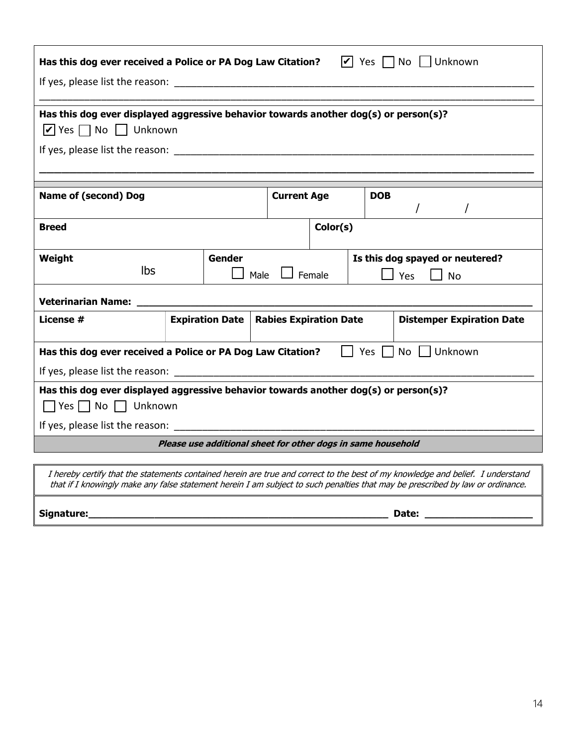**Has this dog ever received a Police or PA Dog Law Citation?** ☑ Yes ☐ No ☐ Unknown

If yes, please list the reason: ______________________________________________________________

______________________________________________________________________________________

**Has this dog ever displayed aggressive behavior towards another dog(s) or person(s)?**

☑ Yes ☐ No ☐ Unknown

If yes, please list the reason: ______________________________________________________________

______________________________________________________________________________________

| **Name of (second) Dog** | **Current Age** | **DOB** / / |
|---|---|---|

| **Breed** | **Color(s)** |
|---|---|

| **Weight** lbs | **Gender** ☐ Male ☐ Female | **Is this dog spayed or neutered?** ☐ Yes ☐ No |
|---|---|---|

**Veterinarian Name:** ______________________________________________________________

| **License #** | **Expiration Date** | **Rabies Expiration Date** | **Distemper Expiration Date** |
|---|---|---|---|

**Has this dog ever received a Police or PA Dog Law Citation?** ☐ Yes ☐ No ☐ Unknown

If yes, please list the reason: ______________________________________________________________

**Has this dog ever displayed aggressive behavior towards another dog(s) or person(s)?**

☐ Yes ☐ No ☐ Unknown

If yes, please list the reason: ______________________________________________________________

***Please use additional sheet for other dogs in same household***

*I hereby certify that the statements contained herein are true and correct to the best of my knowledge and belief. I understand that if I knowingly make any false statement herein I am subject to such penalties that may be prescribed by law or ordinance.*

**Signature:**_______________________________________________ **Date:** ____________________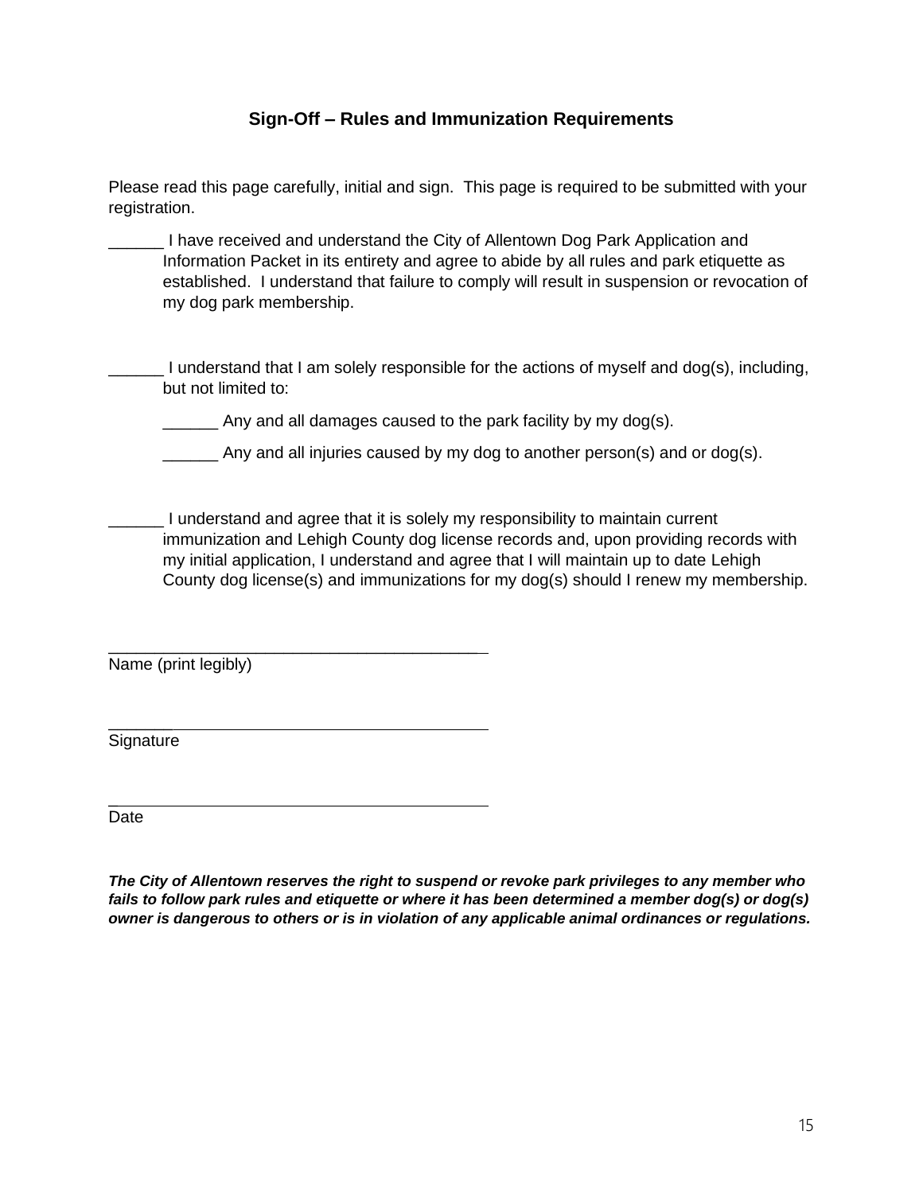## Sign-Off – Rules and Immunization Requirements

Please read this page carefully, initial and sign. This page is required to be submitted with your registration.

______ I have received and understand the City of Allentown Dog Park Application and Information Packet in its entirety and agree to abide by all rules and park etiquette as established. I understand that failure to comply will result in suspension or revocation of my dog park membership.

______ I understand that I am solely responsible for the actions of myself and dog(s), including, but not limited to:

- ______ Any and all damages caused to the park facility by my dog(s).
- ______ Any and all injuries caused by my dog to another person(s) and or dog(s).

______ I understand and agree that it is solely my responsibility to maintain current immunization and Lehigh County dog license records and, upon providing records with my initial application, I understand and agree that I will maintain up to date Lehigh County dog license(s) and immunizations for my dog(s) should I renew my membership.

___________________________________________

Name (print legibly)

___________________________________________

Signature

___________________________________________

Date

***The City of Allentown reserves the right to suspend or revoke park privileges to any member who fails to follow park rules and etiquette or where it has been determined a member dog(s) or dog(s) owner is dangerous to others or is in violation of any applicable animal ordinances or regulations.***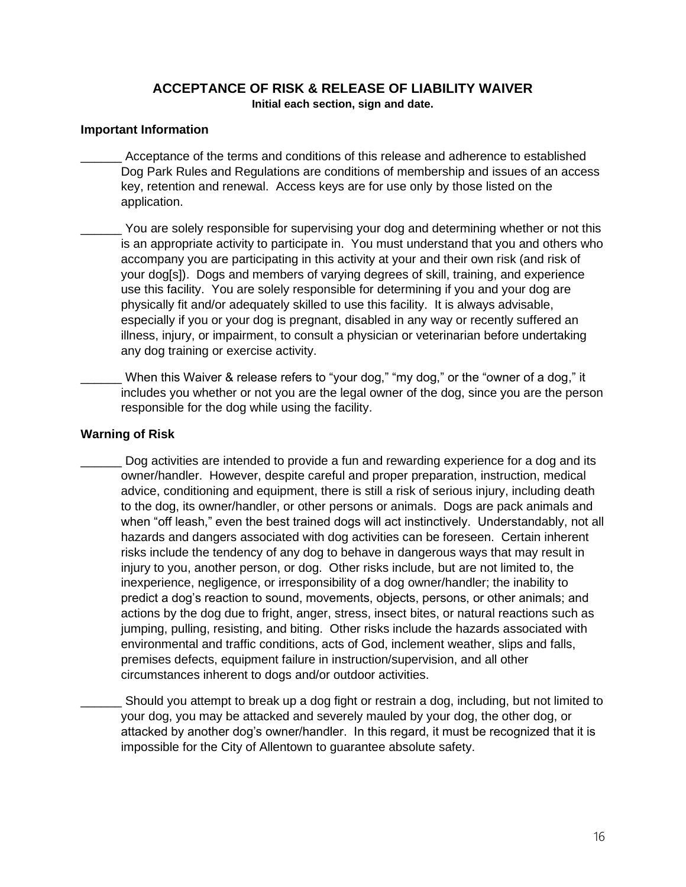# ACCEPTANCE OF RISK & RELEASE OF LIABILITY WAIVER

**Initial each section, sign and date.**

### Important Information

______ Acceptance of the terms and conditions of this release and adherence to established Dog Park Rules and Regulations are conditions of membership and issues of an access key, retention and renewal. Access keys are for use only by those listed on the application.

______ You are solely responsible for supervising your dog and determining whether or not this is an appropriate activity to participate in. You must understand that you and others who accompany you are participating in this activity at your and their own risk (and risk of your dog[s]). Dogs and members of varying degrees of skill, training, and experience use this facility. You are solely responsible for determining if you and your dog are physically fit and/or adequately skilled to use this facility. It is always advisable, especially if you or your dog is pregnant, disabled in any way or recently suffered an illness, injury, or impairment, to consult a physician or veterinarian before undertaking any dog training or exercise activity.

______ When this Waiver & release refers to "your dog," "my dog," or the "owner of a dog," it includes you whether or not you are the legal owner of the dog, since you are the person responsible for the dog while using the facility.

### Warning of Risk

______ Dog activities are intended to provide a fun and rewarding experience for a dog and its owner/handler. However, despite careful and proper preparation, instruction, medical advice, conditioning and equipment, there is still a risk of serious injury, including death to the dog, its owner/handler, or other persons or animals. Dogs are pack animals and when "off leash," even the best trained dogs will act instinctively. Understandably, not all hazards and dangers associated with dog activities can be foreseen. Certain inherent risks include the tendency of any dog to behave in dangerous ways that may result in injury to you, another person, or dog. Other risks include, but are not limited to, the inexperience, negligence, or irresponsibility of a dog owner/handler; the inability to predict a dog's reaction to sound, movements, objects, persons, or other animals; and actions by the dog due to fright, anger, stress, insect bites, or natural reactions such as jumping, pulling, resisting, and biting. Other risks include the hazards associated with environmental and traffic conditions, acts of God, inclement weather, slips and falls, premises defects, equipment failure in instruction/supervision, and all other circumstances inherent to dogs and/or outdoor activities.

______ Should you attempt to break up a dog fight or restrain a dog, including, but not limited to your dog, you may be attacked and severely mauled by your dog, the other dog, or attacked by another dog's owner/handler. In this regard, it must be recognized that it is impossible for the City of Allentown to guarantee absolute safety.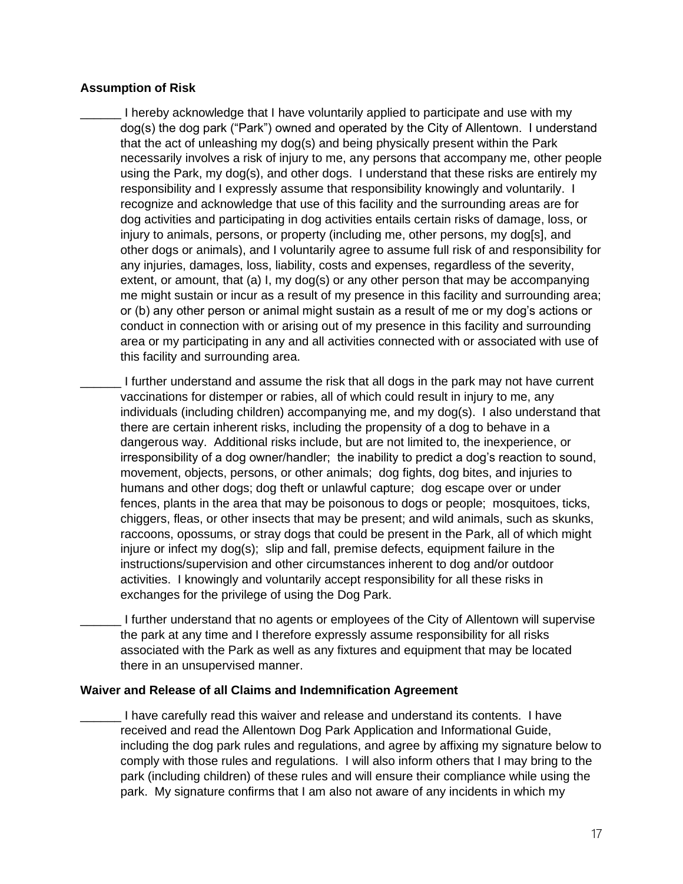**Assumption of Risk**

______ I hereby acknowledge that I have voluntarily applied to participate and use with my dog(s) the dog park ("Park") owned and operated by the City of Allentown. I understand that the act of unleashing my dog(s) and being physically present within the Park necessarily involves a risk of injury to me, any persons that accompany me, other people using the Park, my dog(s), and other dogs. I understand that these risks are entirely my responsibility and I expressly assume that responsibility knowingly and voluntarily. I recognize and acknowledge that use of this facility and the surrounding areas are for dog activities and participating in dog activities entails certain risks of damage, loss, or injury to animals, persons, or property (including me, other persons, my dog[s], and other dogs or animals), and I voluntarily agree to assume full risk of and responsibility for any injuries, damages, loss, liability, costs and expenses, regardless of the severity, extent, or amount, that (a) I, my dog(s) or any other person that may be accompanying me might sustain or incur as a result of my presence in this facility and surrounding area; or (b) any other person or animal might sustain as a result of me or my dog's actions or conduct in connection with or arising out of my presence in this facility and surrounding area or my participating in any and all activities connected with or associated with use of this facility and surrounding area.

______ I further understand and assume the risk that all dogs in the park may not have current vaccinations for distemper or rabies, all of which could result in injury to me, any individuals (including children) accompanying me, and my dog(s). I also understand that there are certain inherent risks, including the propensity of a dog to behave in a dangerous way. Additional risks include, but are not limited to, the inexperience, or irresponsibility of a dog owner/handler; the inability to predict a dog's reaction to sound, movement, objects, persons, or other animals; dog fights, dog bites, and injuries to humans and other dogs; dog theft or unlawful capture; dog escape over or under fences, plants in the area that may be poisonous to dogs or people; mosquitoes, ticks, chiggers, fleas, or other insects that may be present; and wild animals, such as skunks, raccoons, opossums, or stray dogs that could be present in the Park, all of which might injure or infect my dog(s); slip and fall, premise defects, equipment failure in the instructions/supervision and other circumstances inherent to dog and/or outdoor activities. I knowingly and voluntarily accept responsibility for all these risks in exchanges for the privilege of using the Dog Park.

______ I further understand that no agents or employees of the City of Allentown will supervise the park at any time and I therefore expressly assume responsibility for all risks associated with the Park as well as any fixtures and equipment that may be located there in an unsupervised manner.

**Waiver and Release of all Claims and Indemnification Agreement**

______ I have carefully read this waiver and release and understand its contents. I have received and read the Allentown Dog Park Application and Informational Guide, including the dog park rules and regulations, and agree by affixing my signature below to comply with those rules and regulations. I will also inform others that I may bring to the park (including children) of these rules and will ensure their compliance while using the park. My signature confirms that I am also not aware of any incidents in which my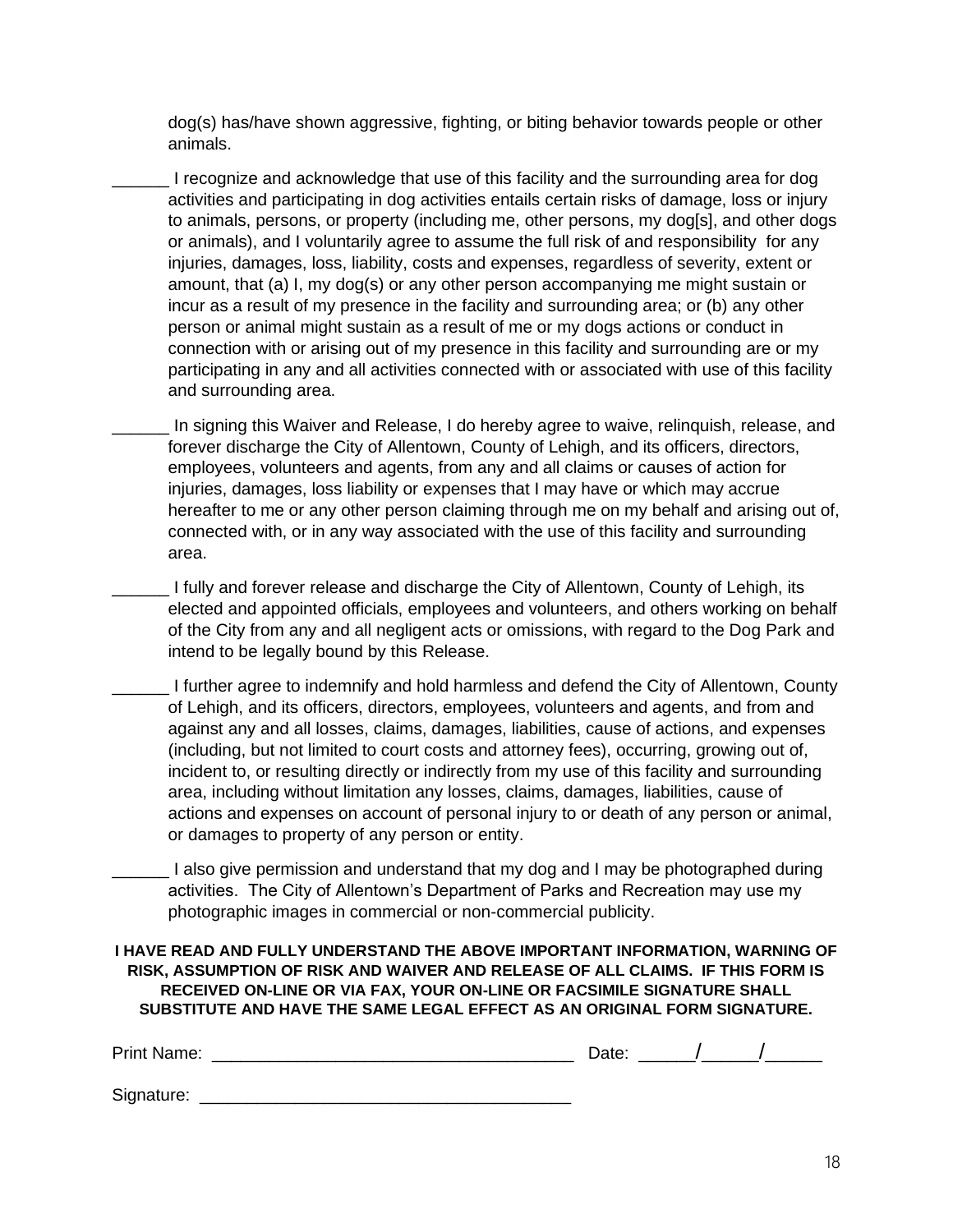dog(s) has/have shown aggressive, fighting, or biting behavior towards people or other animals.

______ I recognize and acknowledge that use of this facility and the surrounding area for dog activities and participating in dog activities entails certain risks of damage, loss or injury to animals, persons, or property (including me, other persons, my dog[s], and other dogs or animals), and I voluntarily agree to assume the full risk of and responsibility for any injuries, damages, loss, liability, costs and expenses, regardless of severity, extent or amount, that (a) I, my dog(s) or any other person accompanying me might sustain or incur as a result of my presence in the facility and surrounding area; or (b) any other person or animal might sustain as a result of me or my dogs actions or conduct in connection with or arising out of my presence in this facility and surrounding are or my participating in any and all activities connected with or associated with use of this facility and surrounding area.

______ In signing this Waiver and Release, I do hereby agree to waive, relinquish, release, and forever discharge the City of Allentown, County of Lehigh, and its officers, directors, employees, volunteers and agents, from any and all claims or causes of action for injuries, damages, loss liability or expenses that I may have or which may accrue hereafter to me or any other person claiming through me on my behalf and arising out of, connected with, or in any way associated with the use of this facility and surrounding area.

______ I fully and forever release and discharge the City of Allentown, County of Lehigh, its elected and appointed officials, employees and volunteers, and others working on behalf of the City from any and all negligent acts or omissions, with regard to the Dog Park and intend to be legally bound by this Release.

______ I further agree to indemnify and hold harmless and defend the City of Allentown, County of Lehigh, and its officers, directors, employees, volunteers and agents, and from and against any and all losses, claims, damages, liabilities, cause of actions, and expenses (including, but not limited to court costs and attorney fees), occurring, growing out of, incident to, or resulting directly or indirectly from my use of this facility and surrounding area, including without limitation any losses, claims, damages, liabilities, cause of actions and expenses on account of personal injury to or death of any person or animal, or damages to property of any person or entity.

______ I also give permission and understand that my dog and I may be photographed during activities. The City of Allentown's Department of Parks and Recreation may use my photographic images in commercial or non-commercial publicity.

**I HAVE READ AND FULLY UNDERSTAND THE ABOVE IMPORTANT INFORMATION, WARNING OF RISK, ASSUMPTION OF RISK AND WAIVER AND RELEASE OF ALL CLAIMS. IF THIS FORM IS RECEIVED ON-LINE OR VIA FAX, YOUR ON-LINE OR FACSIMILE SIGNATURE SHALL SUBSTITUTE AND HAVE THE SAME LEGAL EFFECT AS AN ORIGINAL FORM SIGNATURE.**

Print Name: ______________________________________ Date: ______/______/______

Signature: _______________________________________